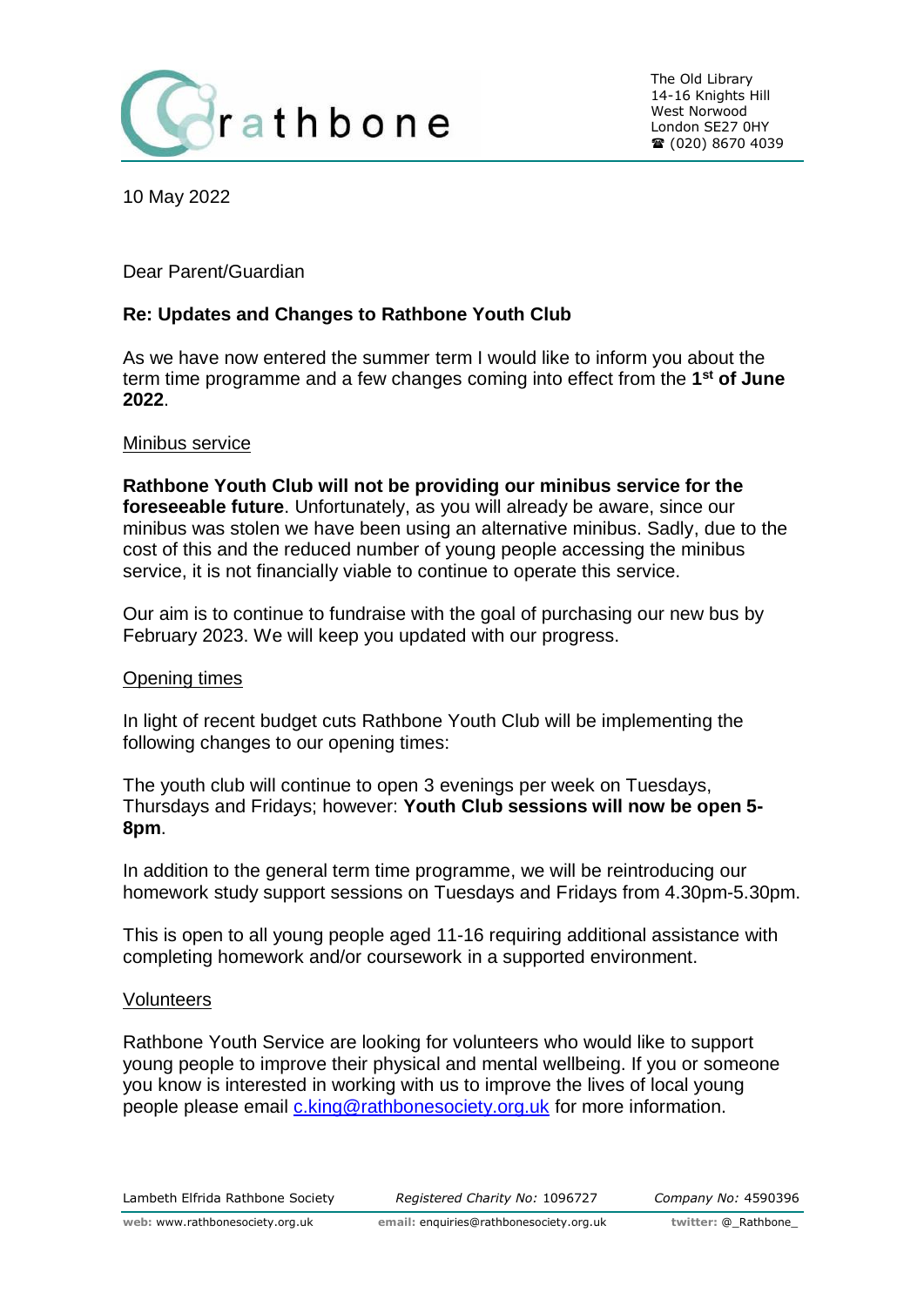rathbone

The Old Library
14-16 Knights Hill
West Norwood
London SE27 0HY
☎ (020) 8670 4039

10 May 2022

Dear Parent/Guardian

**Re: Updates and Changes to Rathbone Youth Club**

As we have now entered the summer term I would like to inform you about the term time programme and a few changes coming into effect from the **1st of June 2022**.

Minibus service

**Rathbone Youth Club will not be providing our minibus service for the foreseeable future**. Unfortunately, as you will already be aware, since our minibus was stolen we have been using an alternative minibus. Sadly, due to the cost of this and the reduced number of young people accessing the minibus service, it is not financially viable to continue to operate this service.

Our aim is to continue to fundraise with the goal of purchasing our new bus by February 2023. We will keep you updated with our progress.

Opening times

In light of recent budget cuts Rathbone Youth Club will be implementing the following changes to our opening times:

The youth club will continue to open 3 evenings per week on Tuesdays, Thursdays and Fridays; however: **Youth Club sessions will now be open 5-8pm**.

In addition to the general term time programme, we will be reintroducing our homework study support sessions on Tuesdays and Fridays from 4.30pm-5.30pm.

This is open to all young people aged 11-16 requiring additional assistance with completing homework and/or coursework in a supported environment.

Volunteers

Rathbone Youth Service are looking for volunteers who would like to support young people to improve their physical and mental wellbeing. If you or someone you know is interested in working with us to improve the lives of local young people please email c.king@rathbonesociety.org.uk for more information.

Lambeth Elfrida Rathbone Society | *Registered Charity No:* 1096727 | *Company No:* 4590396

**web:** www.rathbonesociety.org.uk | **email:** enquiries@rathbonesociety.org.uk | **twitter:** @_Rathbone_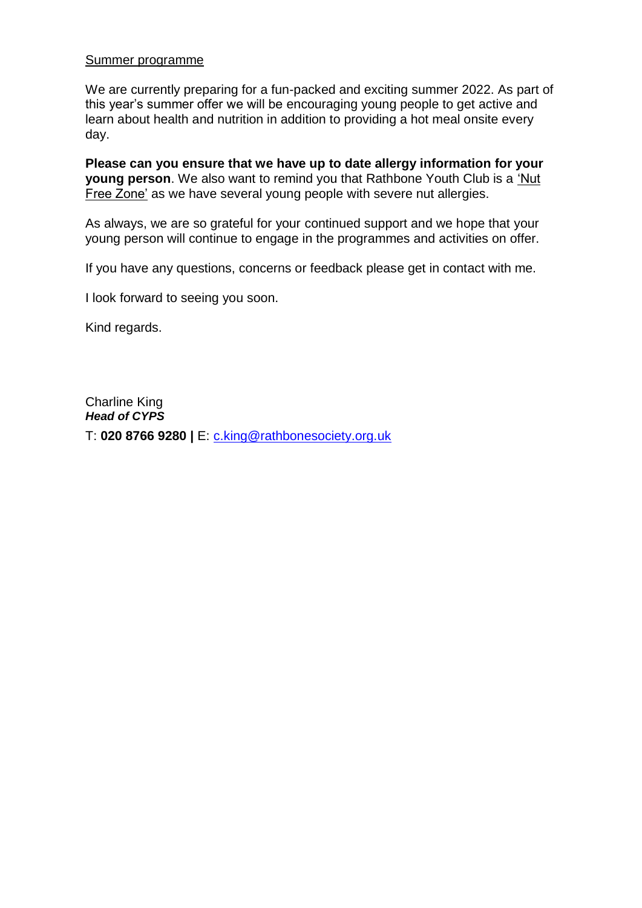Summer programme

We are currently preparing for a fun-packed and exciting summer 2022. As part of this year's summer offer we will be encouraging young people to get active and learn about health and nutrition in addition to providing a hot meal onsite every day.

**Please can you ensure that we have up to date allergy information for your young person**. We also want to remind you that Rathbone Youth Club is a 'Nut Free Zone' as we have several young people with severe nut allergies.

As always, we are so grateful for your continued support and we hope that your young person will continue to engage in the programmes and activities on offer.

If you have any questions, concerns or feedback please get in contact with me.

I look forward to seeing you soon.

Kind regards.

Charline King
***Head of CYPS***
T: **020 8766 9280 |** E: c.king@rathbonesociety.org.uk